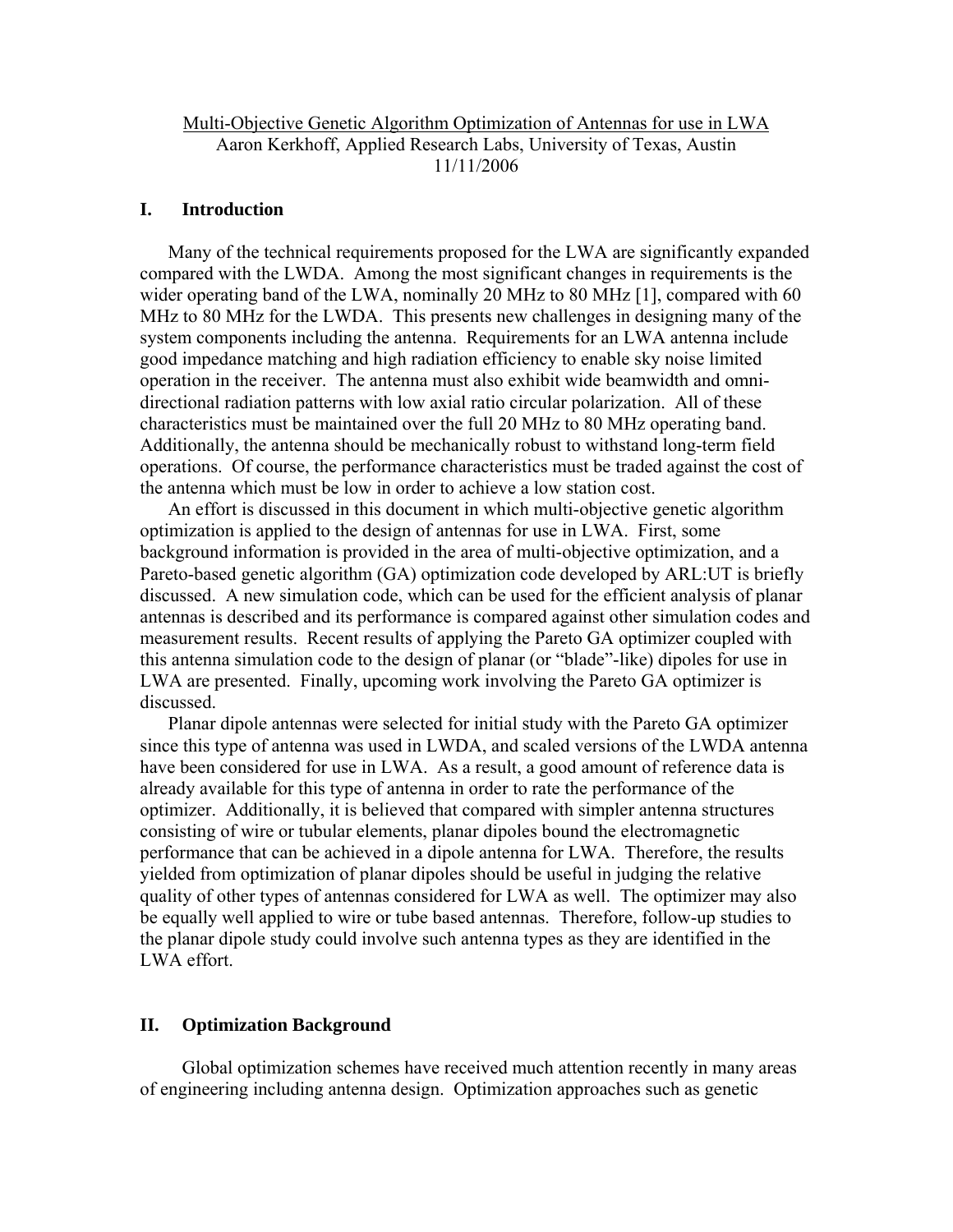Multi-Objective Genetic Algorithm Optimization of Antennas for use in LWA
Aaron Kerkhoff, Applied Research Labs, University of Texas, Austin
11/11/2006

## I. Introduction

Many of the technical requirements proposed for the LWA are significantly expanded compared with the LWDA. Among the most significant changes in requirements is the wider operating band of the LWA, nominally 20 MHz to 80 MHz [1], compared with 60 MHz to 80 MHz for the LWDA. This presents new challenges in designing many of the system components including the antenna. Requirements for an LWA antenna include good impedance matching and high radiation efficiency to enable sky noise limited operation in the receiver. The antenna must also exhibit wide beamwidth and omni-directional radiation patterns with low axial ratio circular polarization. All of these characteristics must be maintained over the full 20 MHz to 80 MHz operating band. Additionally, the antenna should be mechanically robust to withstand long-term field operations. Of course, the performance characteristics must be traded against the cost of the antenna which must be low in order to achieve a low station cost.

An effort is discussed in this document in which multi-objective genetic algorithm optimization is applied to the design of antennas for use in LWA. First, some background information is provided in the area of multi-objective optimization, and a Pareto-based genetic algorithm (GA) optimization code developed by ARL:UT is briefly discussed. A new simulation code, which can be used for the efficient analysis of planar antennas is described and its performance is compared against other simulation codes and measurement results. Recent results of applying the Pareto GA optimizer coupled with this antenna simulation code to the design of planar (or "blade"-like) dipoles for use in LWA are presented. Finally, upcoming work involving the Pareto GA optimizer is discussed.

Planar dipole antennas were selected for initial study with the Pareto GA optimizer since this type of antenna was used in LWDA, and scaled versions of the LWDA antenna have been considered for use in LWA. As a result, a good amount of reference data is already available for this type of antenna in order to rate the performance of the optimizer. Additionally, it is believed that compared with simpler antenna structures consisting of wire or tubular elements, planar dipoles bound the electromagnetic performance that can be achieved in a dipole antenna for LWA. Therefore, the results yielded from optimization of planar dipoles should be useful in judging the relative quality of other types of antennas considered for LWA as well. The optimizer may also be equally well applied to wire or tube based antennas. Therefore, follow-up studies to the planar dipole study could involve such antenna types as they are identified in the LWA effort.

## II. Optimization Background

Global optimization schemes have received much attention recently in many areas of engineering including antenna design. Optimization approaches such as genetic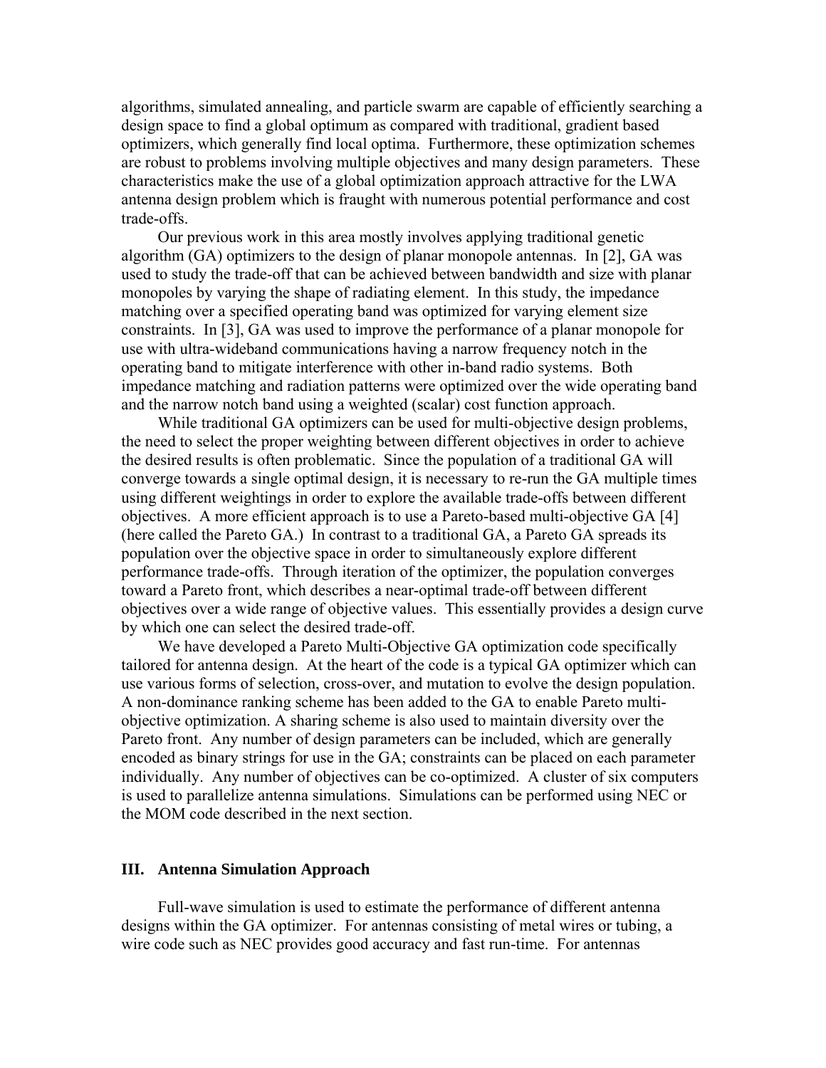algorithms, simulated annealing, and particle swarm are capable of efficiently searching a design space to find a global optimum as compared with traditional, gradient based optimizers, which generally find local optima. Furthermore, these optimization schemes are robust to problems involving multiple objectives and many design parameters. These characteristics make the use of a global optimization approach attractive for the LWA antenna design problem which is fraught with numerous potential performance and cost trade-offs.

Our previous work in this area mostly involves applying traditional genetic algorithm (GA) optimizers to the design of planar monopole antennas. In [2], GA was used to study the trade-off that can be achieved between bandwidth and size with planar monopoles by varying the shape of radiating element. In this study, the impedance matching over a specified operating band was optimized for varying element size constraints. In [3], GA was used to improve the performance of a planar monopole for use with ultra-wideband communications having a narrow frequency notch in the operating band to mitigate interference with other in-band radio systems. Both impedance matching and radiation patterns were optimized over the wide operating band and the narrow notch band using a weighted (scalar) cost function approach.

While traditional GA optimizers can be used for multi-objective design problems, the need to select the proper weighting between different objectives in order to achieve the desired results is often problematic. Since the population of a traditional GA will converge towards a single optimal design, it is necessary to re-run the GA multiple times using different weightings in order to explore the available trade-offs between different objectives. A more efficient approach is to use a Pareto-based multi-objective GA [4] (here called the Pareto GA.) In contrast to a traditional GA, a Pareto GA spreads its population over the objective space in order to simultaneously explore different performance trade-offs. Through iteration of the optimizer, the population converges toward a Pareto front, which describes a near-optimal trade-off between different objectives over a wide range of objective values. This essentially provides a design curve by which one can select the desired trade-off.

We have developed a Pareto Multi-Objective GA optimization code specifically tailored for antenna design. At the heart of the code is a typical GA optimizer which can use various forms of selection, cross-over, and mutation to evolve the design population. A non-dominance ranking scheme has been added to the GA to enable Pareto multi-objective optimization. A sharing scheme is also used to maintain diversity over the Pareto front. Any number of design parameters can be included, which are generally encoded as binary strings for use in the GA; constraints can be placed on each parameter individually. Any number of objectives can be co-optimized. A cluster of six computers is used to parallelize antenna simulations. Simulations can be performed using NEC or the MOM code described in the next section.

## III. Antenna Simulation Approach

Full-wave simulation is used to estimate the performance of different antenna designs within the GA optimizer. For antennas consisting of metal wires or tubing, a wire code such as NEC provides good accuracy and fast run-time. For antennas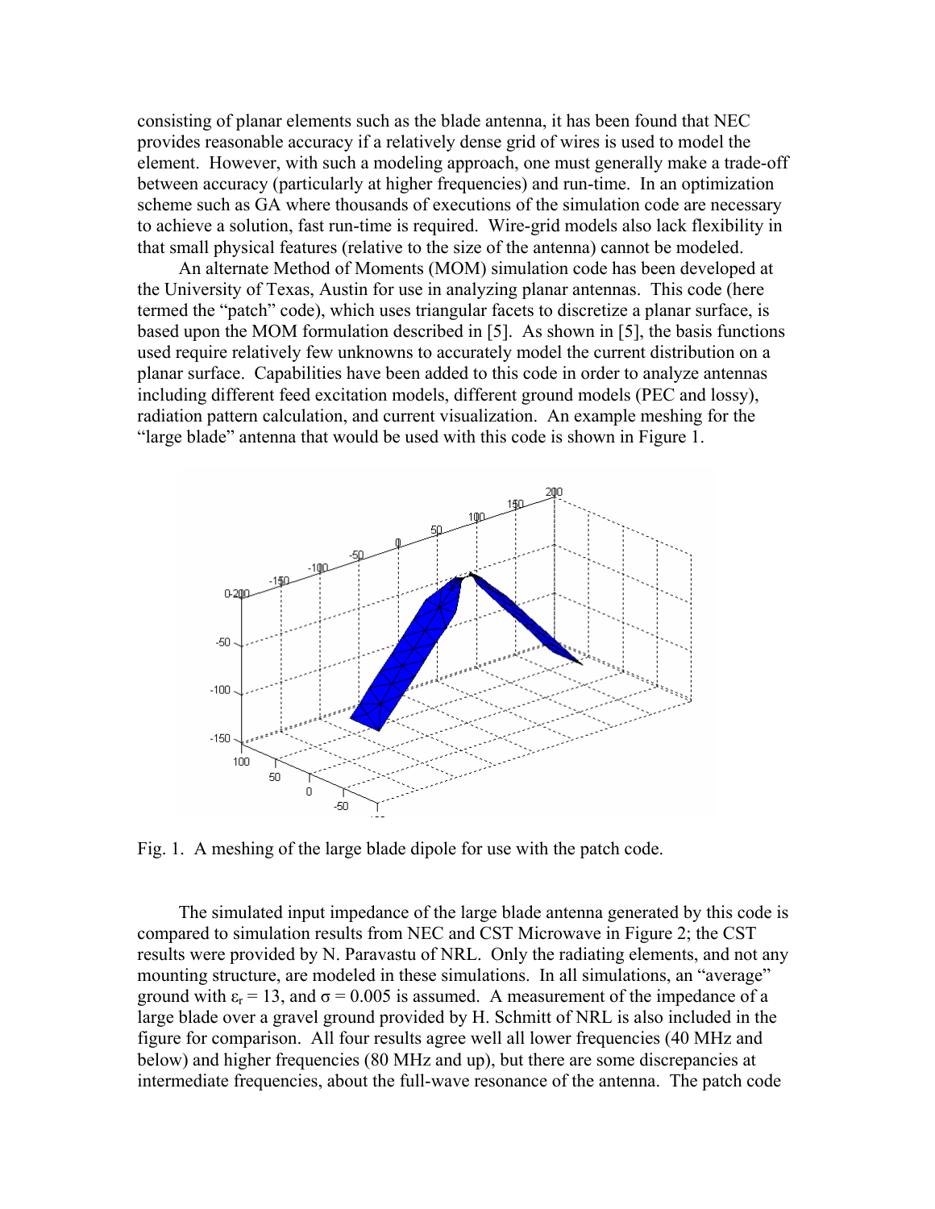consisting of planar elements such as the blade antenna, it has been found that NEC provides reasonable accuracy if a relatively dense grid of wires is used to model the element. However, with such a modeling approach, one must generally make a trade-off between accuracy (particularly at higher frequencies) and run-time. In an optimization scheme such as GA where thousands of executions of the simulation code are necessary to achieve a solution, fast run-time is required. Wire-grid models also lack flexibility in that small physical features (relative to the size of the antenna) cannot be modeled.

An alternate Method of Moments (MOM) simulation code has been developed at the University of Texas, Austin for use in analyzing planar antennas. This code (here termed the "patch" code), which uses triangular facets to discretize a planar surface, is based upon the MOM formulation described in [5]. As shown in [5], the basis functions used require relatively few unknowns to accurately model the current distribution on a planar surface. Capabilities have been added to this code in order to analyze antennas including different feed excitation models, different ground models (PEC and lossy), radiation pattern calculation, and current visualization. An example meshing for the "large blade" antenna that would be used with this code is shown in Figure 1.

Fig. 1. A meshing of the large blade dipole for use with the patch code.

The simulated input impedance of the large blade antenna generated by this code is compared to simulation results from NEC and CST Microwave in Figure 2; the CST results were provided by N. Paravastu of NRL. Only the radiating elements, and not any mounting structure, are modeled in these simulations. In all simulations, an "average" ground with $\varepsilon_r = 13$, and $\sigma = 0.005$ is assumed. A measurement of the impedance of a large blade over a gravel ground provided by H. Schmitt of NRL is also included in the figure for comparison. All four results agree well all lower frequencies (40 MHz and below) and higher frequencies (80 MHz and up), but there are some discrepancies at intermediate frequencies, about the full-wave resonance of the antenna. The patch code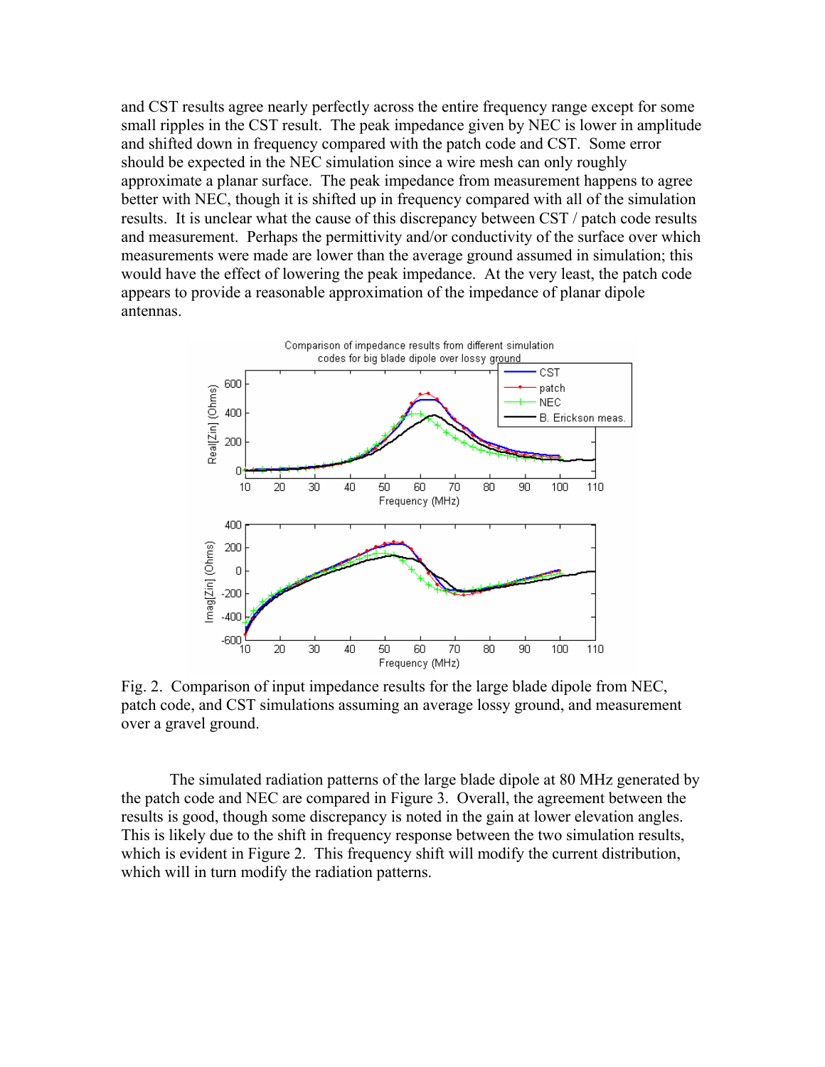and CST results agree nearly perfectly across the entire frequency range except for some small ripples in the CST result. The peak impedance given by NEC is lower in amplitude and shifted down in frequency compared with the patch code and CST. Some error should be expected in the NEC simulation since a wire mesh can only roughly approximate a planar surface. The peak impedance from measurement happens to agree better with NEC, though it is shifted up in frequency compared with all of the simulation results. It is unclear what the cause of this discrepancy between CST / patch code results and measurement. Perhaps the permittivity and/or conductivity of the surface over which measurements were made are lower than the average ground assumed in simulation; this would have the effect of lowering the peak impedance. At the very least, the patch code appears to provide a reasonable approximation of the impedance of planar dipole antennas.

Fig. 2. Comparison of input impedance results for the large blade dipole from NEC, patch code, and CST simulations assuming an average lossy ground, and measurement over a gravel ground.

The simulated radiation patterns of the large blade dipole at 80 MHz generated by the patch code and NEC are compared in Figure 3. Overall, the agreement between the results is good, though some discrepancy is noted in the gain at lower elevation angles. This is likely due to the shift in frequency response between the two simulation results, which is evident in Figure 2. This frequency shift will modify the current distribution, which will in turn modify the radiation patterns.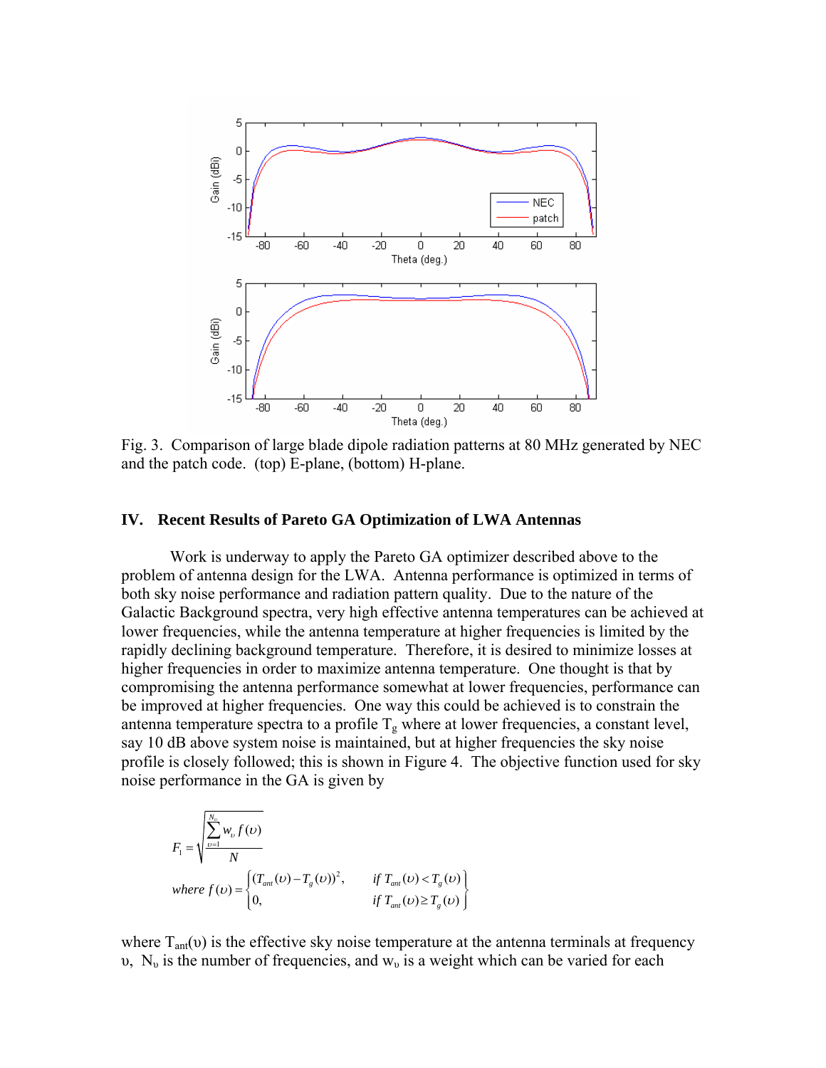Fig. 3. Comparison of large blade dipole radiation patterns at 80 MHz generated by NEC and the patch code. (top) E-plane, (bottom) H-plane.

## IV. Recent Results of Pareto GA Optimization of LWA Antennas

Work is underway to apply the Pareto GA optimizer described above to the problem of antenna design for the LWA. Antenna performance is optimized in terms of both sky noise performance and radiation pattern quality. Due to the nature of the Galactic Background spectra, very high effective antenna temperatures can be achieved at lower frequencies, while the antenna temperature at higher frequencies is limited by the rapidly declining background temperature. Therefore, it is desired to minimize losses at higher frequencies in order to maximize antenna temperature. One thought is that by compromising the antenna performance somewhat at lower frequencies, performance can be improved at higher frequencies. One way this could be achieved is to constrain the antenna temperature spectra to a profile $T_g$ where at lower frequencies, a constant level, say 10 dB above system noise is maintained, but at higher frequencies the sky noise profile is closely followed; this is shown in Figure 4. The objective function used for sky noise performance in the GA is given by

$$F_1 = \sqrt{\frac{\sum_{\upsilon=1}^{N_\upsilon} w_\upsilon f(\upsilon)}{N}}$$

$$\text{where } f(\upsilon) = \begin{cases} (T_{ant}(\upsilon) - T_g(\upsilon))^2, & \text{if } T_{ant}(\upsilon) < T_g(\upsilon) \\ 0, & \text{if } T_{ant}(\upsilon) \geq T_g(\upsilon) \end{cases}$$

where $T_{ant}(\upsilon)$ is the effective sky noise temperature at the antenna terminals at frequency $\upsilon$, $N_\upsilon$ is the number of frequencies, and $w_\upsilon$ is a weight which can be varied for each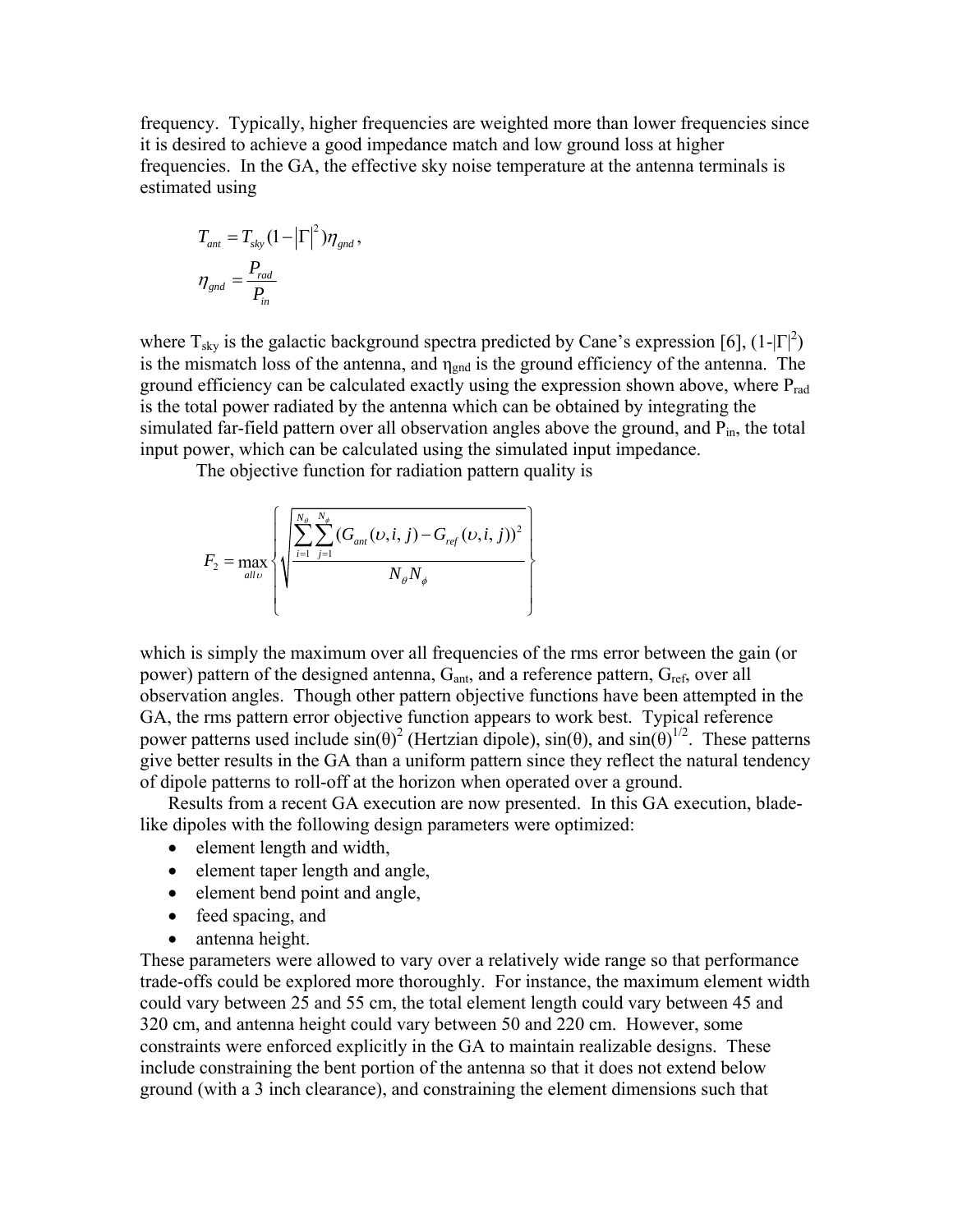frequency. Typically, higher frequencies are weighted more than lower frequencies since it is desired to achieve a good impedance match and low ground loss at higher frequencies. In the GA, the effective sky noise temperature at the antenna terminals is estimated using

$$T_{ant} = T_{sky}(1-|\Gamma|^2)\eta_{gnd},$$

$$\eta_{gnd} = \frac{P_{rad}}{P_{in}}$$

where $T_{sky}$ is the galactic background spectra predicted by Cane's expression [6], $(1-|\Gamma|^2)$ is the mismatch loss of the antenna, and $\eta_{gnd}$ is the ground efficiency of the antenna. The ground efficiency can be calculated exactly using the expression shown above, where $P_{rad}$ is the total power radiated by the antenna which can be obtained by integrating the simulated far-field pattern over all observation angles above the ground, and $P_{in}$, the total input power, which can be calculated using the simulated input impedance.

The objective function for radiation pattern quality is

$$F_2 = \max_{all\,\upsilon}\left\{\sqrt{\frac{\sum_{i=1}^{N_\theta}\sum_{j=1}^{N_\phi}(G_{ant}(\upsilon,i,j)-G_{ref}(\upsilon,i,j))^2}{N_\theta N_\phi}}\right\}$$

which is simply the maximum over all frequencies of the rms error between the gain (or power) pattern of the designed antenna, $G_{ant}$, and a reference pattern, $G_{ref}$, over all observation angles. Though other pattern objective functions have been attempted in the GA, the rms pattern error objective function appears to work best. Typical reference power patterns used include $\sin(\theta)^2$ (Hertzian dipole), $\sin(\theta)$, and $\sin(\theta)^{1/2}$. These patterns give better results in the GA than a uniform pattern since they reflect the natural tendency of dipole patterns to roll-off at the horizon when operated over a ground.

Results from a recent GA execution are now presented. In this GA execution, blade-like dipoles with the following design parameters were optimized:

- element length and width,
- element taper length and angle,
- element bend point and angle,
- feed spacing, and
- antenna height.

These parameters were allowed to vary over a relatively wide range so that performance trade-offs could be explored more thoroughly. For instance, the maximum element width could vary between 25 and 55 cm, the total element length could vary between 45 and 320 cm, and antenna height could vary between 50 and 220 cm. However, some constraints were enforced explicitly in the GA to maintain realizable designs. These include constraining the bent portion of the antenna so that it does not extend below ground (with a 3 inch clearance), and constraining the element dimensions such that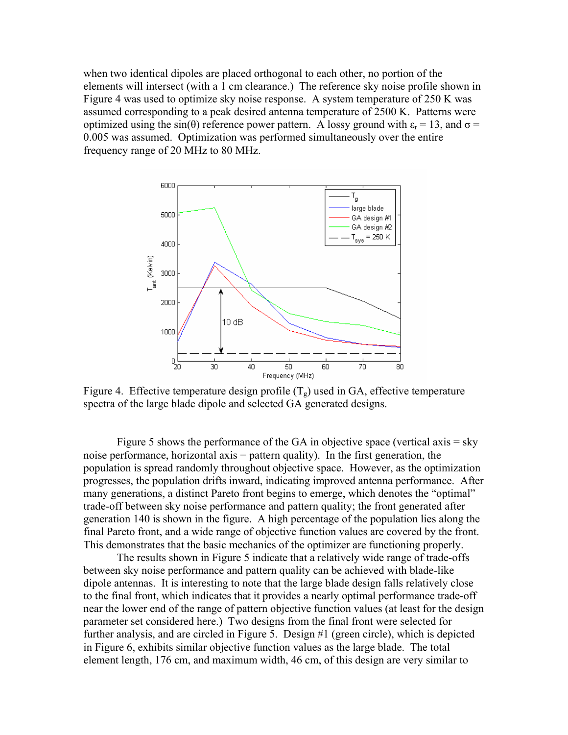when two identical dipoles are placed orthogonal to each other, no portion of the elements will intersect (with a 1 cm clearance.) The reference sky noise profile shown in Figure 4 was used to optimize sky noise response. A system temperature of 250 K was assumed corresponding to a peak desired antenna temperature of 2500 K. Patterns were optimized using the sin(θ) reference power pattern. A lossy ground with $\varepsilon_r$ = 13, and σ = 0.005 was assumed. Optimization was performed simultaneously over the entire frequency range of 20 MHz to 80 MHz.

Figure 4. Effective temperature design profile ($T_g$) used in GA, effective temperature spectra of the large blade dipole and selected GA generated designs.

Figure 5 shows the performance of the GA in objective space (vertical axis = sky noise performance, horizontal axis = pattern quality). In the first generation, the population is spread randomly throughout objective space. However, as the optimization progresses, the population drifts inward, indicating improved antenna performance. After many generations, a distinct Pareto front begins to emerge, which denotes the "optimal" trade-off between sky noise performance and pattern quality; the front generated after generation 140 is shown in the figure. A high percentage of the population lies along the final Pareto front, and a wide range of objective function values are covered by the front. This demonstrates that the basic mechanics of the optimizer are functioning properly.

The results shown in Figure 5 indicate that a relatively wide range of trade-offs between sky noise performance and pattern quality can be achieved with blade-like dipole antennas. It is interesting to note that the large blade design falls relatively close to the final front, which indicates that it provides a nearly optimal performance trade-off near the lower end of the range of pattern objective function values (at least for the design parameter set considered here.) Two designs from the final front were selected for further analysis, and are circled in Figure 5. Design #1 (green circle), which is depicted in Figure 6, exhibits similar objective function values as the large blade. The total element length, 176 cm, and maximum width, 46 cm, of this design are very similar to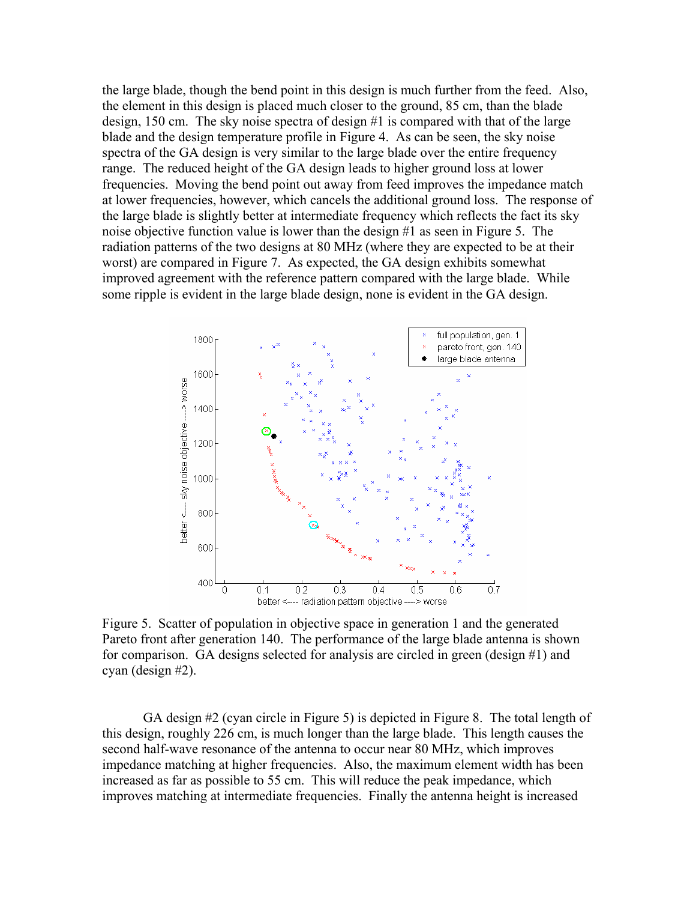the large blade, though the bend point in this design is much further from the feed. Also, the element in this design is placed much closer to the ground, 85 cm, than the blade design, 150 cm. The sky noise spectra of design #1 is compared with that of the large blade and the design temperature profile in Figure 4. As can be seen, the sky noise spectra of the GA design is very similar to the large blade over the entire frequency range. The reduced height of the GA design leads to higher ground loss at lower frequencies. Moving the bend point out away from feed improves the impedance match at lower frequencies, however, which cancels the additional ground loss. The response of the large blade is slightly better at intermediate frequency which reflects the fact its sky noise objective function value is lower than the design #1 as seen in Figure 5. The radiation patterns of the two designs at 80 MHz (where they are expected to be at their worst) are compared in Figure 7. As expected, the GA design exhibits somewhat improved agreement with the reference pattern compared with the large blade. While some ripple is evident in the large blade design, none is evident in the GA design.

Figure 5. Scatter of population in objective space in generation 1 and the generated Pareto front after generation 140. The performance of the large blade antenna is shown for comparison. GA designs selected for analysis are circled in green (design #1) and cyan (design #2).

GA design #2 (cyan circle in Figure 5) is depicted in Figure 8. The total length of this design, roughly 226 cm, is much longer than the large blade. This length causes the second half-wave resonance of the antenna to occur near 80 MHz, which improves impedance matching at higher frequencies. Also, the maximum element width has been increased as far as possible to 55 cm. This will reduce the peak impedance, which improves matching at intermediate frequencies. Finally the antenna height is increased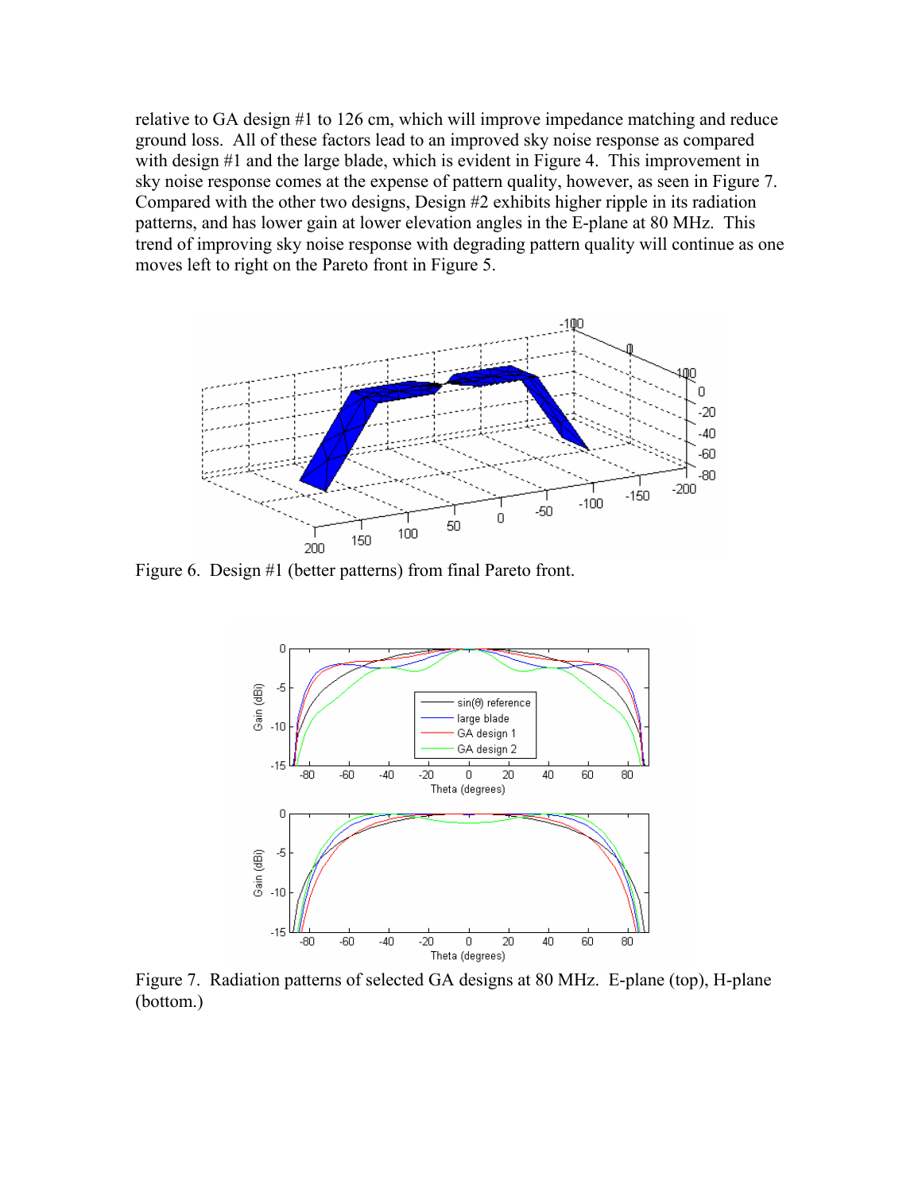relative to GA design #1 to 126 cm, which will improve impedance matching and reduce ground loss. All of these factors lead to an improved sky noise response as compared with design #1 and the large blade, which is evident in Figure 4. This improvement in sky noise response comes at the expense of pattern quality, however, as seen in Figure 7. Compared with the other two designs, Design #2 exhibits higher ripple in its radiation patterns, and has lower gain at lower elevation angles in the E-plane at 80 MHz. This trend of improving sky noise response with degrading pattern quality will continue as one moves left to right on the Pareto front in Figure 5.

Figure 6. Design #1 (better patterns) from final Pareto front.

Figure 7. Radiation patterns of selected GA designs at 80 MHz. E-plane (top), H-plane (bottom.)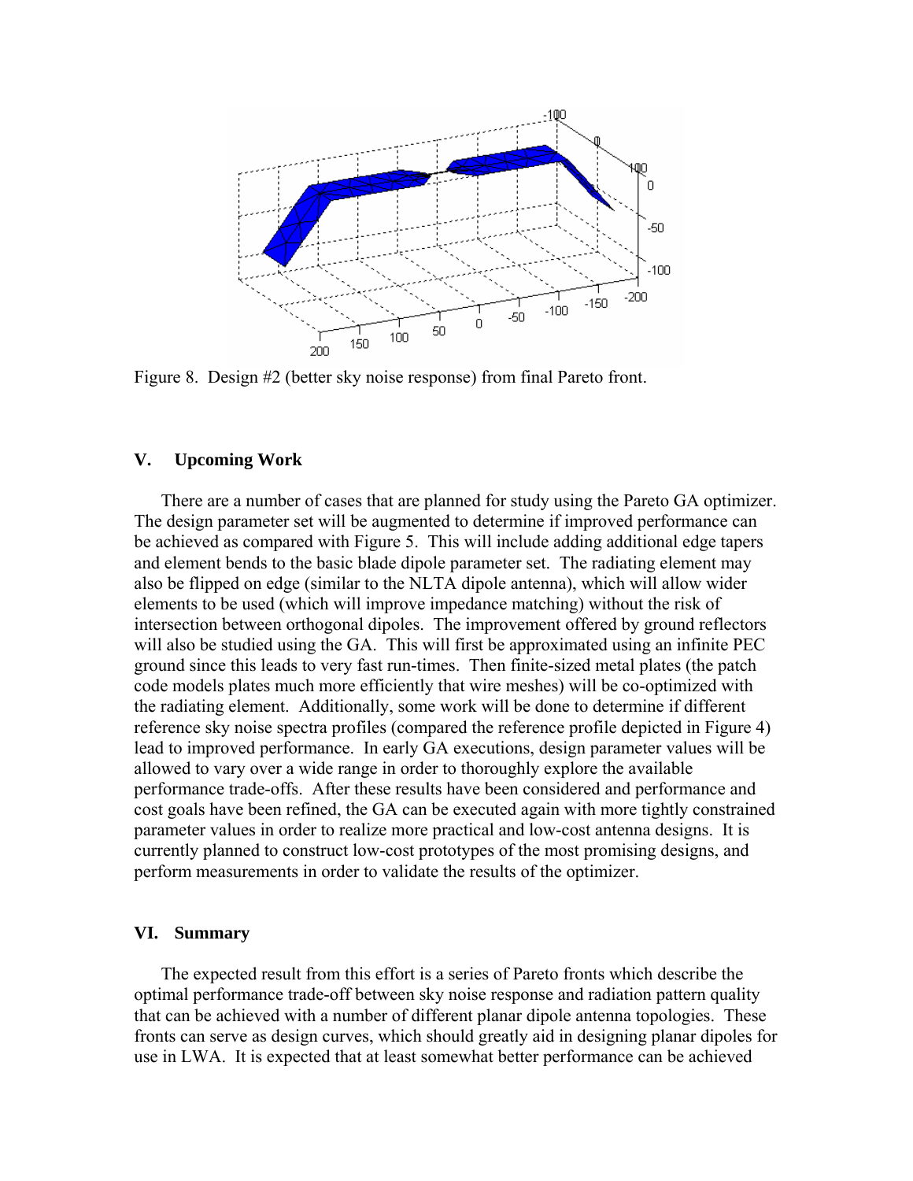Figure 8. Design #2 (better sky noise response) from final Pareto front.

## V. Upcoming Work

There are a number of cases that are planned for study using the Pareto GA optimizer. The design parameter set will be augmented to determine if improved performance can be achieved as compared with Figure 5. This will include adding additional edge tapers and element bends to the basic blade dipole parameter set. The radiating element may also be flipped on edge (similar to the NLTA dipole antenna), which will allow wider elements to be used (which will improve impedance matching) without the risk of intersection between orthogonal dipoles. The improvement offered by ground reflectors will also be studied using the GA. This will first be approximated using an infinite PEC ground since this leads to very fast run-times. Then finite-sized metal plates (the patch code models plates much more efficiently that wire meshes) will be co-optimized with the radiating element. Additionally, some work will be done to determine if different reference sky noise spectra profiles (compared the reference profile depicted in Figure 4) lead to improved performance. In early GA executions, design parameter values will be allowed to vary over a wide range in order to thoroughly explore the available performance trade-offs. After these results have been considered and performance and cost goals have been refined, the GA can be executed again with more tightly constrained parameter values in order to realize more practical and low-cost antenna designs. It is currently planned to construct low-cost prototypes of the most promising designs, and perform measurements in order to validate the results of the optimizer.

## VI. Summary

The expected result from this effort is a series of Pareto fronts which describe the optimal performance trade-off between sky noise response and radiation pattern quality that can be achieved with a number of different planar dipole antenna topologies. These fronts can serve as design curves, which should greatly aid in designing planar dipoles for use in LWA. It is expected that at least somewhat better performance can be achieved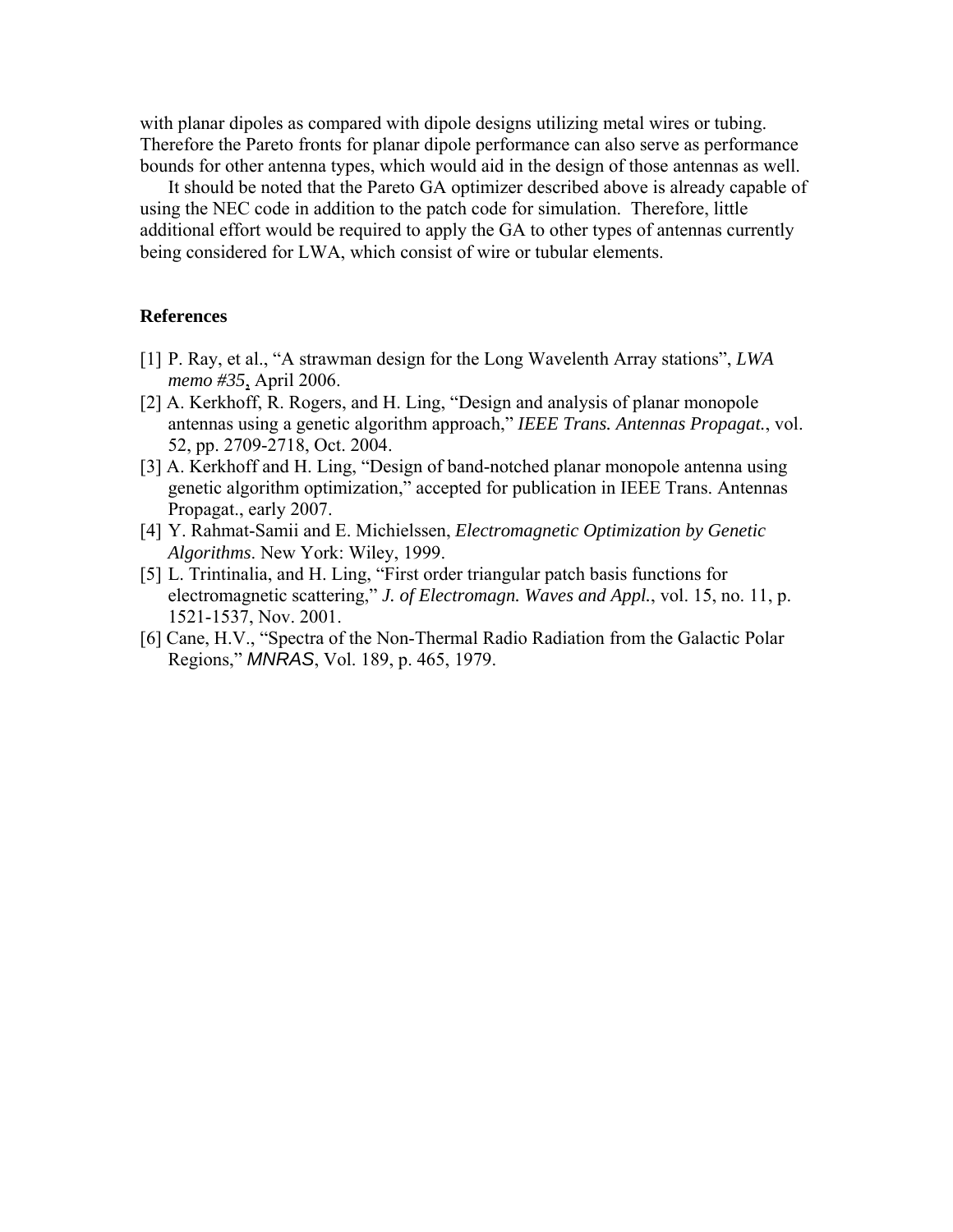with planar dipoles as compared with dipole designs utilizing metal wires or tubing. Therefore the Pareto fronts for planar dipole performance can also serve as performance bounds for other antenna types, which would aid in the design of those antennas as well.

It should be noted that the Pareto GA optimizer described above is already capable of using the NEC code in addition to the patch code for simulation. Therefore, little additional effort would be required to apply the GA to other types of antennas currently being considered for LWA, which consist of wire or tubular elements.

## References

[1] P. Ray, et al., "A strawman design for the Long Wavelenth Array stations", *LWA memo #35*, April 2006.

[2] A. Kerkhoff, R. Rogers, and H. Ling, "Design and analysis of planar monopole antennas using a genetic algorithm approach," *IEEE Trans. Antennas Propagat.*, vol. 52, pp. 2709-2718, Oct. 2004.

[3] A. Kerkhoff and H. Ling, "Design of band-notched planar monopole antenna using genetic algorithm optimization," accepted for publication in IEEE Trans. Antennas Propagat., early 2007.

[4] Y. Rahmat-Samii and E. Michielssen, *Electromagnetic Optimization by Genetic Algorithms*. New York: Wiley, 1999.

[5] L. Trintinalia, and H. Ling, "First order triangular patch basis functions for electromagnetic scattering," *J. of Electromagn. Waves and Appl.*, vol. 15, no. 11, p. 1521-1537, Nov. 2001.

[6] Cane, H.V., "Spectra of the Non-Thermal Radio Radiation from the Galactic Polar Regions," *MNRAS*, Vol. 189, p. 465, 1979.